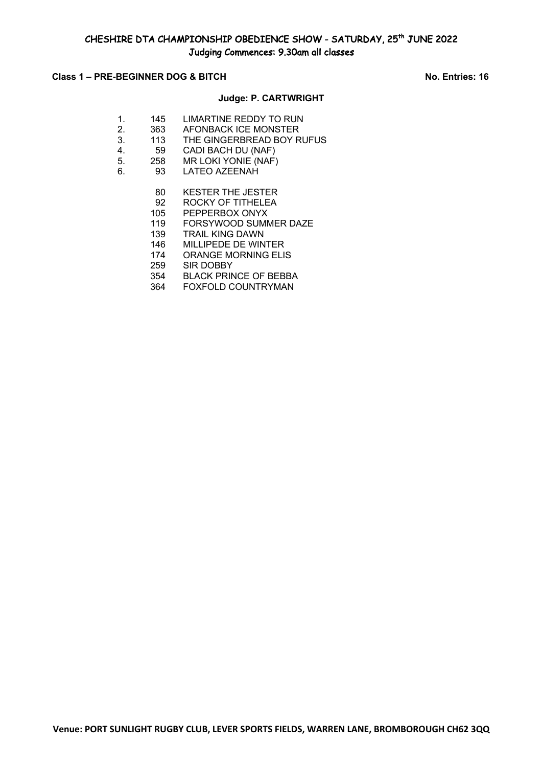# CHESHIRE DTA CHAMPIONSHIP OBEDIENCE SHOW - SATURDAY, 25th JUNE 2022

## Judging Commences: 9.30am all classes

**Class 1 – PRE-BEGINNER DOG & BITCH** **No. Entries: 16**

**Judge: P. CARTWRIGHT**

| Place | No. | Name |
|---|---|---|
| 1. | 145 | LIMARTINE REDDY TO RUN |
| 2. | 363 | AFONBACK ICE MONSTER |
| 3. | 113 | THE GINGERBREAD BOY RUFUS |
| 4. | 59 | CADI BACH DU (NAF) |
| 5. | 258 | MR LOKI YONIE (NAF) |
| 6. | 93 | LATEO AZEENAH |
| | 80 | KESTER THE JESTER |
| | 92 | ROCKY OF TITHELEA |
| | 105 | PEPPERBOX ONYX |
| | 119 | FORSYWOOD SUMMER DAZE |
| | 139 | TRAIL KING DAWN |
| | 146 | MILLIPEDE DE WINTER |
| | 174 | ORANGE MORNING ELIS |
| | 259 | SIR DOBBY |
| | 354 | BLACK PRINCE OF BEBBA |
| | 364 | FOXFOLD COUNTRYMAN |

**Venue: PORT SUNLIGHT RUGBY CLUB, LEVER SPORTS FIELDS, WARREN LANE, BROMBOROUGH CH62 3QQ**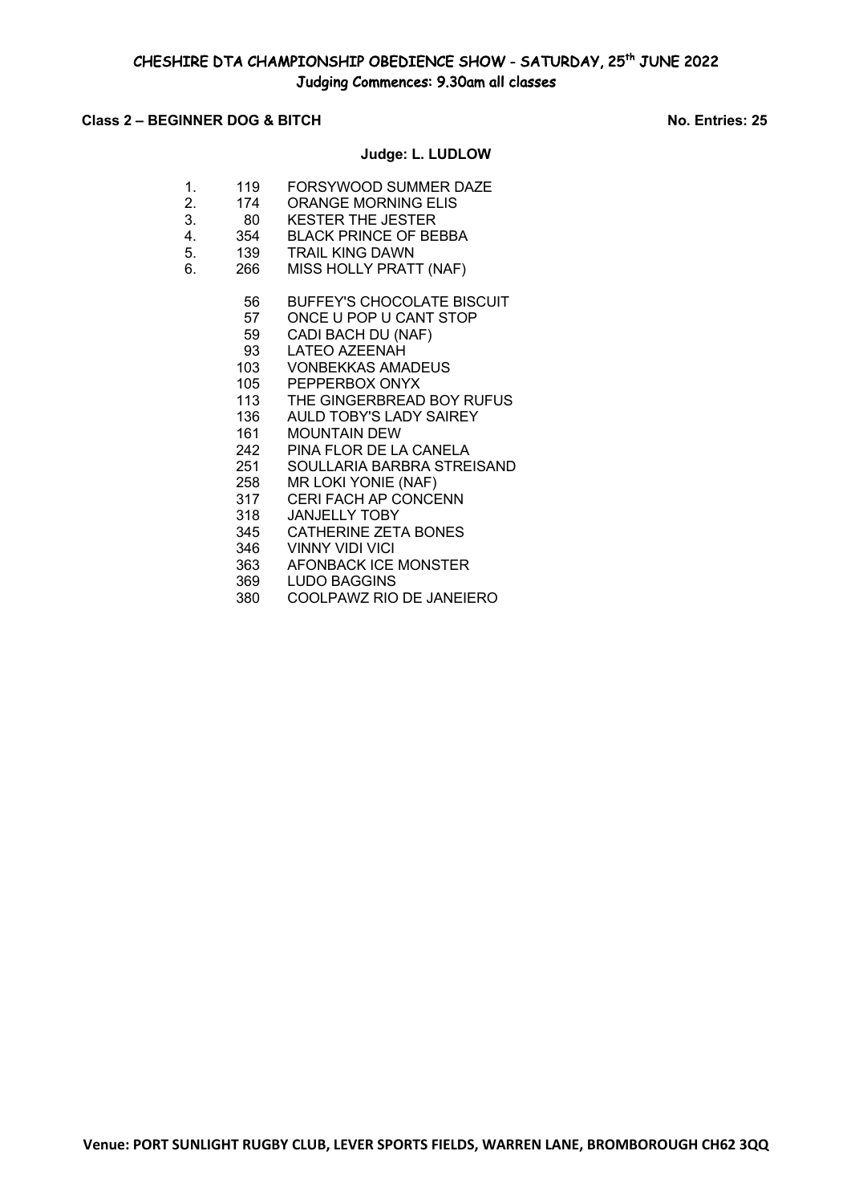# CHESHIRE DTA CHAMPIONSHIP OBEDIENCE SHOW - SATURDAY, 25th JUNE 2022

**Judging Commences: 9.30am all classes**

**Class 2 – BEGINNER DOG & BITCH** — **No. Entries: 25**

**Judge: L. LUDLOW**

| Place | No. | Name |
|---|---|---|
| 1. | 119 | FORSYWOOD SUMMER DAZE |
| 2. | 174 | ORANGE MORNING ELIS |
| 3. | 80 | KESTER THE JESTER |
| 4. | 354 | BLACK PRINCE OF BEBBA |
| 5. | 139 | TRAIL KING DAWN |
| 6. | 266 | MISS HOLLY PRATT (NAF) |

| No. | Name |
|---|---|
| 56 | BUFFEY'S CHOCOLATE BISCUIT |
| 57 | ONCE U POP U CANT STOP |
| 59 | CADI BACH DU (NAF) |
| 93 | LATEO AZEENAH |
| 103 | VONBEKKAS AMADEUS |
| 105 | PEPPERBOX ONYX |
| 113 | THE GINGERBREAD BOY RUFUS |
| 136 | AULD TOBY'S LADY SAIREY |
| 161 | MOUNTAIN DEW |
| 242 | PINA FLOR DE LA CANELA |
| 251 | SOULLARIA BARBRA STREISAND |
| 258 | MR LOKI YONIE (NAF) |
| 317 | CERI FACH AP CONCENN |
| 318 | JANJELLY TOBY |
| 345 | CATHERINE ZETA BONES |
| 346 | VINNY VIDI VICI |
| 363 | AFONBACK ICE MONSTER |
| 369 | LUDO BAGGINS |
| 380 | COOLPAWZ RIO DE JANEIERO |

**Venue: PORT SUNLIGHT RUGBY CLUB, LEVER SPORTS FIELDS, WARREN LANE, BROMBOROUGH CH62 3QQ**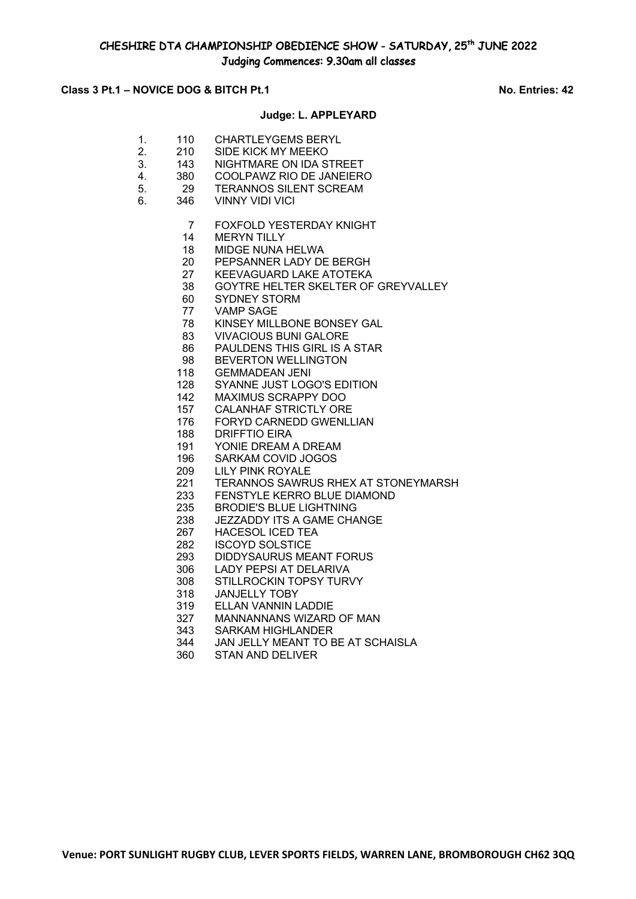## CHESHIRE DTA CHAMPIONSHIP OBEDIENCE SHOW - SATURDAY, 25th JUNE 2022

### Judging Commences: 9.30am all classes

**Class 3 Pt.1 – NOVICE DOG & BITCH Pt.1** **No. Entries: 42**

**Judge: L. APPLEYARD**

| Place | No. | Name |
|---|---|---|
| 1. | 110 | CHARTLEYGEMS BERYL |
| 2. | 210 | SIDE KICK MY MEEKO |
| 3. | 143 | NIGHTMARE ON IDA STREET |
| 4. | 380 | COOLPAWZ RIO DE JANEIERO |
| 5. | 29 | TERANNOS SILENT SCREAM |
| 6. | 346 | VINNY VIDI VICI |
| | 7 | FOXFOLD YESTERDAY KNIGHT |
| | 14 | MERYN TILLY |
| | 18 | MIDGE NUNA HELWA |
| | 20 | PEPSANNER LADY DE BERGH |
| | 27 | KEEVAGUARD LAKE ATOTEKA |
| | 38 | GOYTRE HELTER SKELTER OF GREYVALLEY |
| | 60 | SYDNEY STORM |
| | 77 | VAMP SAGE |
| | 78 | KINSEY MILLBONE BONSEY GAL |
| | 83 | VIVACIOUS BUNI GALORE |
| | 86 | PAULDENS THIS GIRL IS A STAR |
| | 98 | BEVERTON WELLINGTON |
| | 118 | GEMMADEAN JENI |
| | 128 | SYANNE JUST LOGO'S EDITION |
| | 142 | MAXIMUS SCRAPPY DOO |
| | 157 | CALANHAF STRICTLY ORE |
| | 176 | FORYD CARNEDD GWENLLIAN |
| | 188 | DRIFFTIO EIRA |
| | 191 | YONIE DREAM A DREAM |
| | 196 | SARKAM COVID JOGOS |
| | 209 | LILY PINK ROYALE |
| | 221 | TERANNOS SAWRUS RHEX AT STONEYMARSH |
| | 233 | FENSTYLE KERRO BLUE DIAMOND |
| | 235 | BRODIE'S BLUE LIGHTNING |
| | 238 | JEZZADDY ITS A GAME CHANGE |
| | 267 | HACESOL ICED TEA |
| | 282 | ISCOYD SOLSTICE |
| | 293 | DIDDYSAURUS MEANT FORUS |
| | 306 | LADY PEPSI AT DELARIVA |
| | 308 | STILLROCKIN TOPSY TURVY |
| | 318 | JANJELLY TOBY |
| | 319 | ELLAN VANNIN LADDIE |
| | 327 | MANNANNANS WIZARD OF MAN |
| | 343 | SARKAM HIGHLANDER |
| | 344 | JAN JELLY MEANT TO BE AT SCHAISLA |
| | 360 | STAN AND DELIVER |

**Venue: PORT SUNLIGHT RUGBY CLUB, LEVER SPORTS FIELDS, WARREN LANE, BROMBOROUGH CH62 3QQ**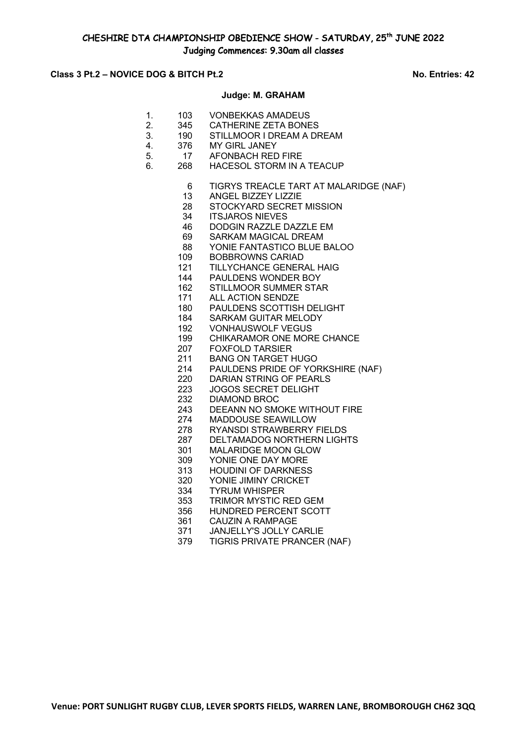# CHESHIRE DTA CHAMPIONSHIP OBEDIENCE SHOW - SATURDAY, 25th JUNE 2022

**Judging Commences: 9.30am all classes**

**Class 3 Pt.2 – NOVICE DOG & BITCH Pt.2** **No. Entries: 42**

**Judge: M. GRAHAM**

| Place | No. | Name |
|---|---|---|
| 1. | 103 | VONBEKKAS AMADEUS |
| 2. | 345 | CATHERINE ZETA BONES |
| 3. | 190 | STILLMOOR I DREAM A DREAM |
| 4. | 376 | MY GIRL JANEY |
| 5. | 17 | AFONBACH RED FIRE |
| 6. | 268 | HACESOL STORM IN A TEACUP |
| | 6 | TIGRYS TREACLE TART AT MALARIDGE (NAF) |
| | 13 | ANGEL BIZZEY LIZZIE |
| | 28 | STOCKYARD SECRET MISSION |
| | 34 | ITSJAROS NIEVES |
| | 46 | DODGIN RAZZLE DAZZLE EM |
| | 69 | SARKAM MAGICAL DREAM |
| | 88 | YONIE FANTASTICO BLUE BALOO |
| | 109 | BOBBROWNS CARIAD |
| | 121 | TILLYCHANCE GENERAL HAIG |
| | 144 | PAULDENS WONDER BOY |
| | 162 | STILLMOOR SUMMER STAR |
| | 171 | ALL ACTION SENDZE |
| | 180 | PAULDENS SCOTTISH DELIGHT |
| | 184 | SARKAM GUITAR MELODY |
| | 192 | VONHAUSWOLF VEGUS |
| | 199 | CHIKARAMOR ONE MORE CHANCE |
| | 207 | FOXFOLD TARSIER |
| | 211 | BANG ON TARGET HUGO |
| | 214 | PAULDENS PRIDE OF YORKSHIRE (NAF) |
| | 220 | DARIAN STRING OF PEARLS |
| | 223 | JOGOS SECRET DELIGHT |
| | 232 | DIAMOND BROC |
| | 243 | DEEANN NO SMOKE WITHOUT FIRE |
| | 274 | MADDOUSE SEAWILLOW |
| | 278 | RYANSDI STRAWBERRY FIELDS |
| | 287 | DELTAMADOG NORTHERN LIGHTS |
| | 301 | MALARIDGE MOON GLOW |
| | 309 | YONIE ONE DAY MORE |
| | 313 | HOUDINI OF DARKNESS |
| | 320 | YONIE JIMINY CRICKET |
| | 334 | TYRUM WHISPER |
| | 353 | TRIMOR MYSTIC RED GEM |
| | 356 | HUNDRED PERCENT SCOTT |
| | 361 | CAUZIN A RAMPAGE |
| | 371 | JANJELLY'S JOLLY CARLIE |
| | 379 | TIGRIS PRIVATE PRANCER (NAF) |

**Venue: PORT SUNLIGHT RUGBY CLUB, LEVER SPORTS FIELDS, WARREN LANE, BROMBOROUGH CH62 3QQ**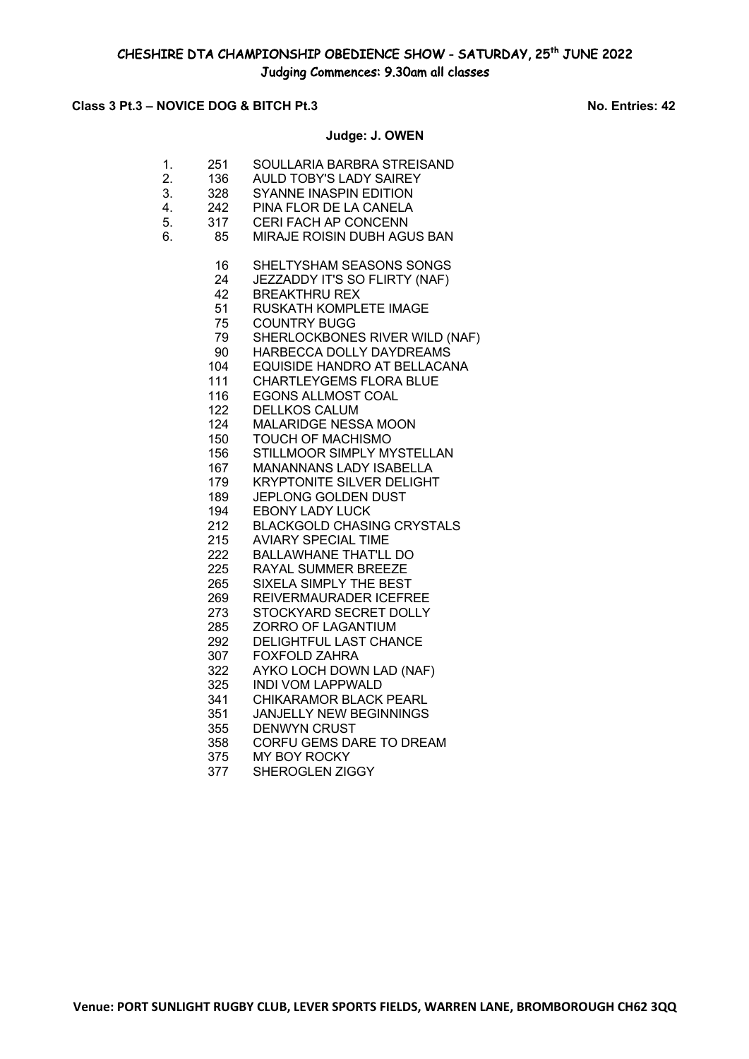# CHESHIRE DTA CHAMPIONSHIP OBEDIENCE SHOW - SATURDAY, 25th JUNE 2022

## Judging Commences: 9.30am all classes

**Class 3 Pt.3 – NOVICE DOG & BITCH Pt.3** **No. Entries: 42**

**Judge: J. OWEN**

| Place | No. | Name |
|---|---|---|
| 1. | 251 | SOULLARIA BARBRA STREISAND |
| 2. | 136 | AULD TOBY'S LADY SAIREY |
| 3. | 328 | SYANNE INASPIN EDITION |
| 4. | 242 | PINA FLOR DE LA CANELA |
| 5. | 317 | CERI FACH AP CONCENN |
| 6. | 85 | MIRAJE ROISIN DUBH AGUS BAN |

| No. | Name |
|---|---|
| 16 | SHELTYSHAM SEASONS SONGS |
| 24 | JEZZADDY IT'S SO FLIRTY (NAF) |
| 42 | BREAKTHRU REX |
| 51 | RUSKATH KOMPLETE IMAGE |
| 75 | COUNTRY BUGG |
| 79 | SHERLOCKBONES RIVER WILD (NAF) |
| 90 | HARBECCA DOLLY DAYDREAMS |
| 104 | EQUISIDE HANDRO AT BELLACANA |
| 111 | CHARTLEYGEMS FLORA BLUE |
| 116 | EGONS ALLMOST COAL |
| 122 | DELLKOS CALUM |
| 124 | MALARIDGE NESSA MOON |
| 150 | TOUCH OF MACHISMO |
| 156 | STILLMOOR SIMPLY MYSTELLAN |
| 167 | MANANNANS LADY ISABELLA |
| 179 | KRYPTONITE SILVER DELIGHT |
| 189 | JEPLONG GOLDEN DUST |
| 194 | EBONY LADY LUCK |
| 212 | BLACKGOLD CHASING CRYSTALS |
| 215 | AVIARY SPECIAL TIME |
| 222 | BALLAWHANE THAT'LL DO |
| 225 | RAYAL SUMMER BREEZE |
| 265 | SIXELA SIMPLY THE BEST |
| 269 | REIVERMAURADER ICEFREE |
| 273 | STOCKYARD SECRET DOLLY |
| 285 | ZORRO OF LAGANTIUM |
| 292 | DELIGHTFUL LAST CHANCE |
| 307 | FOXFOLD ZAHRA |
| 322 | AYKO LOCH DOWN LAD (NAF) |
| 325 | INDI VOM LAPPWALD |
| 341 | CHIKARAMOR BLACK PEARL |
| 351 | JANJELLY NEW BEGINNINGS |
| 355 | DENWYN CRUST |
| 358 | CORFU GEMS DARE TO DREAM |
| 375 | MY BOY ROCKY |
| 377 | SHEROGLEN ZIGGY |

**Venue: PORT SUNLIGHT RUGBY CLUB, LEVER SPORTS FIELDS, WARREN LANE, BROMBOROUGH CH62 3QQ**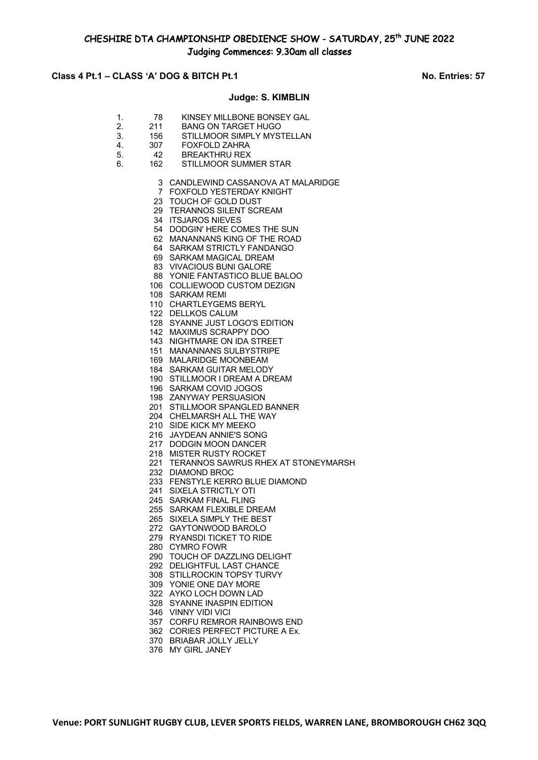# CHESHIRE DTA CHAMPIONSHIP OBEDIENCE SHOW - SATURDAY, 25th JUNE 2022

## Judging Commences: 9.30am all classes

**Class 4 Pt.1 – CLASS 'A' DOG & BITCH Pt.1** **No. Entries: 57**

**Judge: S. KIMBLIN**

| | | |
|---|---|---|
| 1. | 78 | KINSEY MILLBONE BONSEY GAL |
| 2. | 211 | BANG ON TARGET HUGO |
| 3. | 156 | STILLMOOR SIMPLY MYSTELLAN |
| 4. | 307 | FOXFOLD ZAHRA |
| 5. | 42 | BREAKTHRU REX |
| 6. | 162 | STILLMOOR SUMMER STAR |

3 CANDLEWIND CASSANOVA AT MALARIDGE
7 FOXFOLD YESTERDAY KNIGHT
23 TOUCH OF GOLD DUST
29 TERANNOS SILENT SCREAM
34 ITSJAROS NIEVES
54 DODGIN' HERE COMES THE SUN
62 MANANNANS KING OF THE ROAD
64 SARKAM STRICTLY FANDANGO
69 SARKAM MAGICAL DREAM
83 VIVACIOUS BUNI GALORE
88 YONIE FANTASTICO BLUE BALOO
106 COLLIEWOOD CUSTOM DEZIGN
108 SARKAM REMI
110 CHARTLEYGEMS BERYL
122 DELLKOS CALUM
128 SYANNE JUST LOGO'S EDITION
142 MAXIMUS SCRAPPY DOO
143 NIGHTMARE ON IDA STREET
151 MANANNANS SULBYSTRIPE
169 MALARIDGE MOONBEAM
184 SARKAM GUITAR MELODY
190 STILLMOOR I DREAM A DREAM
196 SARKAM COVID JOGOS
198 ZANYWAY PERSUASION
201 STILLMOOR SPANGLED BANNER
204 CHELMARSH ALL THE WAY
210 SIDE KICK MY MEEKO
216 JAYDEAN ANNIE'S SONG
217 DODGIN MOON DANCER
218 MISTER RUSTY ROCKET
221 TERANNOS SAWRUS RHEX AT STONEYMARSH
232 DIAMOND BROC
233 FENSTYLE KERRO BLUE DIAMOND
241 SIXELA STRICTLY OTI
245 SARKAM FINAL FLING
255 SARKAM FLEXIBLE DREAM
265 SIXELA SIMPLY THE BEST
272 GAYTONWOOD BAROLO
279 RYANSDI TICKET TO RIDE
280 CYMRO FOWR
290 TOUCH OF DAZZLING DELIGHT
292 DELIGHTFUL LAST CHANCE
308 STILLROCKIN TOPSY TURVY
309 YONIE ONE DAY MORE
322 AYKO LOCH DOWN LAD
328 SYANNE INASPIN EDITION
346 VINNY VIDI VICI
357 CORFU REMROR RAINBOWS END
362 CORIES PERFECT PICTURE A Ex.
370 BRIABAR JOLLY JELLY
376 MY GIRL JANEY

**Venue: PORT SUNLIGHT RUGBY CLUB, LEVER SPORTS FIELDS, WARREN LANE, BROMBOROUGH CH62 3QQ**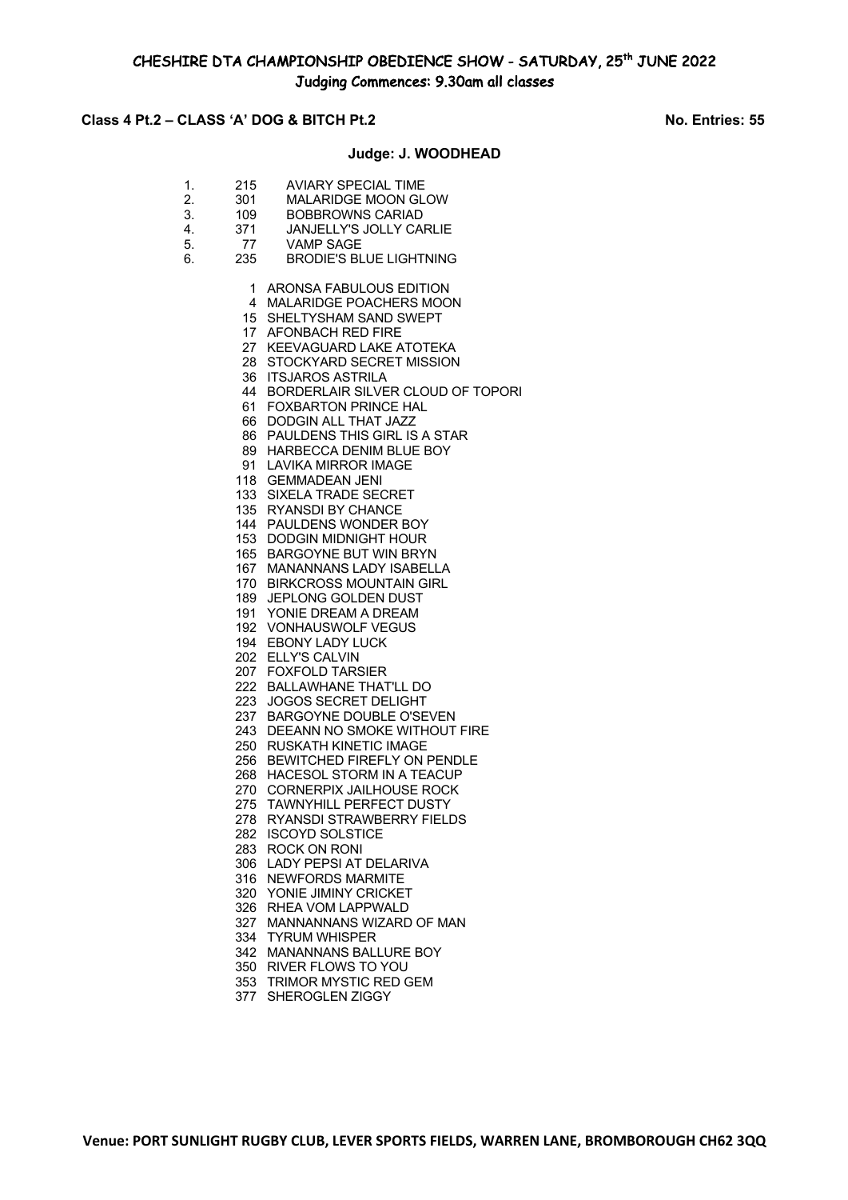# CHESHIRE DTA CHAMPIONSHIP OBEDIENCE SHOW - SATURDAY, 25th JUNE 2022

## Judging Commences: 9.30am all classes

**Class 4 Pt.2 – CLASS 'A' DOG & BITCH Pt.2** **No. Entries: 55**

**Judge: J. WOODHEAD**

| Place | No. | Name |
|---|---|---|
| 1. | 215 | AVIARY SPECIAL TIME |
| 2. | 301 | MALARIDGE MOON GLOW |
| 3. | 109 | BOBBROWNS CARIAD |
| 4. | 371 | JANJELLY'S JOLLY CARLIE |
| 5. | 77 | VAMP SAGE |
| 6. | 235 | BRODIE'S BLUE LIGHTNING |

1 ARONSA FABULOUS EDITION
4 MALARIDGE POACHERS MOON
15 SHELTYSHAM SAND SWEPT
17 AFONBACH RED FIRE
27 KEEVAGUARD LAKE ATOTEKA
28 STOCKYARD SECRET MISSION
36 ITSJAROS ASTRILA
44 BORDERLAIR SILVER CLOUD OF TOPORI
61 FOXBARTON PRINCE HAL
66 DODGIN ALL THAT JAZZ
86 PAULDENS THIS GIRL IS A STAR
89 HARBECCA DENIM BLUE BOY
91 LAVIKA MIRROR IMAGE
118 GEMMADEAN JENI
133 SIXELA TRADE SECRET
135 RYANSDI BY CHANCE
144 PAULDENS WONDER BOY
153 DODGIN MIDNIGHT HOUR
165 BARGOYNE BUT WIN BRYN
167 MANANNANS LADY ISABELLA
170 BIRKCROSS MOUNTAIN GIRL
189 JEPLONG GOLDEN DUST
191 YONIE DREAM A DREAM
192 VONHAUSWOLF VEGUS
194 EBONY LADY LUCK
202 ELLY'S CALVIN
207 FOXFOLD TARSIER
222 BALLAWHANE THAT'LL DO
223 JOGOS SECRET DELIGHT
237 BARGOYNE DOUBLE O'SEVEN
243 DEEANN NO SMOKE WITHOUT FIRE
250 RUSKATH KINETIC IMAGE
256 BEWITCHED FIREFLY ON PENDLE
268 HACESOL STORM IN A TEACUP
270 CORNERPIX JAILHOUSE ROCK
275 TAWNYHILL PERFECT DUSTY
278 RYANSDI STRAWBERRY FIELDS
282 ISCOYD SOLSTICE
283 ROCK ON RONI
306 LADY PEPSI AT DELARIVA
316 NEWFORDS MARMITE
320 YONIE JIMINY CRICKET
326 RHEA VOM LAPPWALD
327 MANNANNANS WIZARD OF MAN
334 TYRUM WHISPER
342 MANANNANS BALLURE BOY
350 RIVER FLOWS TO YOU
353 TRIMOR MYSTIC RED GEM
377 SHEROGLEN ZIGGY

**Venue: PORT SUNLIGHT RUGBY CLUB, LEVER SPORTS FIELDS, WARREN LANE, BROMBOROUGH CH62 3QQ**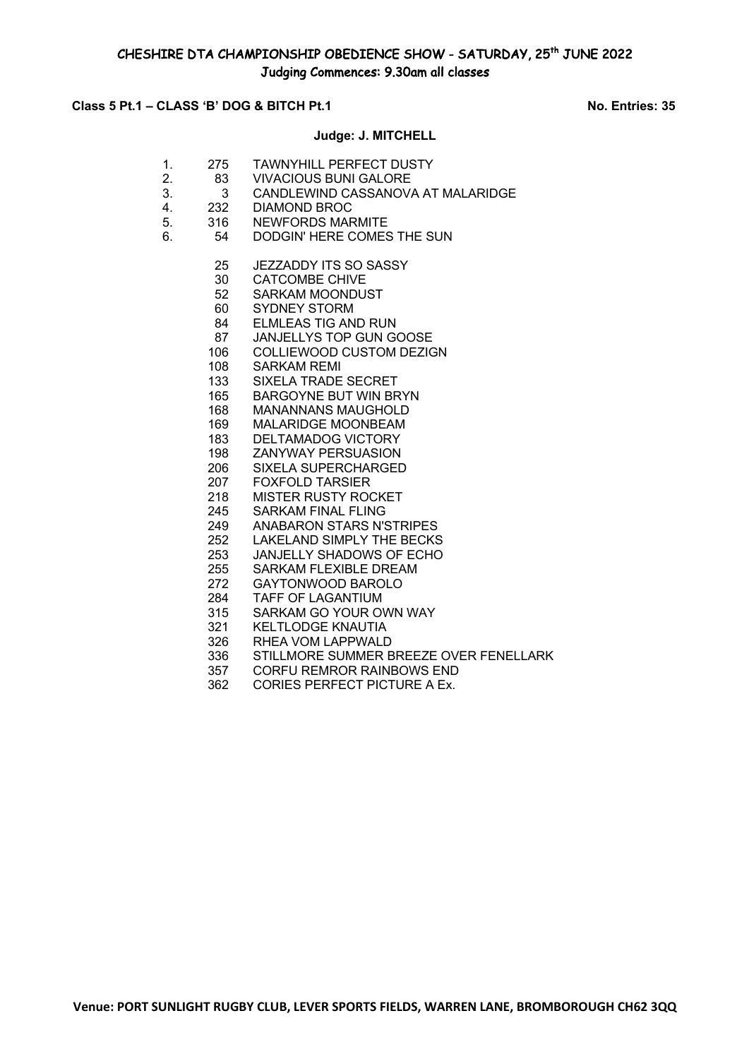# CHESHIRE DTA CHAMPIONSHIP OBEDIENCE SHOW - SATURDAY, 25th JUNE 2022

## Judging Commences: 9.30am all classes

**Class 5 Pt.1 – CLASS 'B' DOG & BITCH Pt.1** **No. Entries: 35**

**Judge: J. MITCHELL**

| Place | No. | Name |
|---|---|---|
| 1. | 275 | TAWNYHILL PERFECT DUSTY |
| 2. | 83 | VIVACIOUS BUNI GALORE |
| 3. | 3 | CANDLEWIND CASSANOVA AT MALARIDGE |
| 4. | 232 | DIAMOND BROC |
| 5. | 316 | NEWFORDS MARMITE |
| 6. | 54 | DODGIN' HERE COMES THE SUN |
| | 25 | JEZZADDY ITS SO SASSY |
| | 30 | CATCOMBE CHIVE |
| | 52 | SARKAM MOONDUST |
| | 60 | SYDNEY STORM |
| | 84 | ELMLEAS TIG AND RUN |
| | 87 | JANJELLYS TOP GUN GOOSE |
| | 106 | COLLIEWOOD CUSTOM DEZIGN |
| | 108 | SARKAM REMI |
| | 133 | SIXELA TRADE SECRET |
| | 165 | BARGOYNE BUT WIN BRYN |
| | 168 | MANANNANS MAUGHOLD |
| | 169 | MALARIDGE MOONBEAM |
| | 183 | DELTAMADOG VICTORY |
| | 198 | ZANYWAY PERSUASION |
| | 206 | SIXELA SUPERCHARGED |
| | 207 | FOXFOLD TARSIER |
| | 218 | MISTER RUSTY ROCKET |
| | 245 | SARKAM FINAL FLING |
| | 249 | ANABARON STARS N'STRIPES |
| | 252 | LAKELAND SIMPLY THE BECKS |
| | 253 | JANJELLY SHADOWS OF ECHO |
| | 255 | SARKAM FLEXIBLE DREAM |
| | 272 | GAYTONWOOD BAROLO |
| | 284 | TAFF OF LAGANTIUM |
| | 315 | SARKAM GO YOUR OWN WAY |
| | 321 | KELTLODGE KNAUTIA |
| | 326 | RHEA VOM LAPPWALD |
| | 336 | STILLMORE SUMMER BREEZE OVER FENELLARK |
| | 357 | CORFU REMROR RAINBOWS END |
| | 362 | CORIES PERFECT PICTURE A Ex. |

**Venue: PORT SUNLIGHT RUGBY CLUB, LEVER SPORTS FIELDS, WARREN LANE, BROMBOROUGH CH62 3QQ**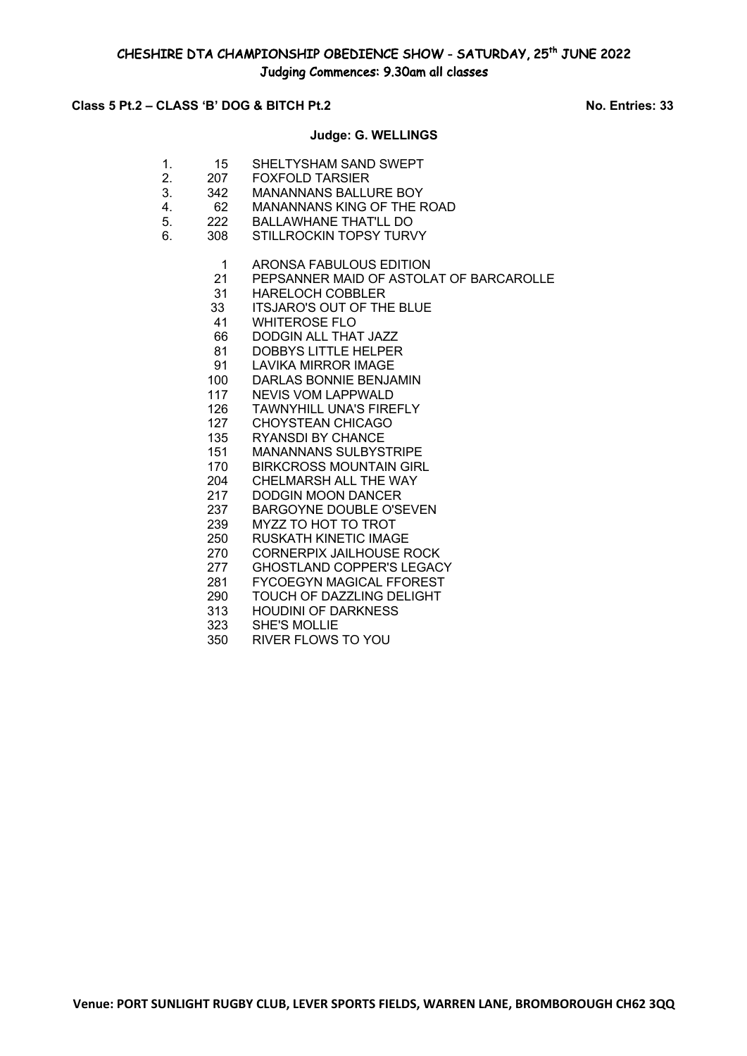# CHESHIRE DTA CHAMPIONSHIP OBEDIENCE SHOW - SATURDAY, 25th JUNE 2022

## Judging Commences: 9.30am all classes

**Class 5 Pt.2 – CLASS 'B' DOG & BITCH Pt.2** **No. Entries: 33**

**Judge: G. WELLINGS**

| Place | No. | Name |
|---|---|---|
| 1. | 15 | SHELTYSHAM SAND SWEPT |
| 2. | 207 | FOXFOLD TARSIER |
| 3. | 342 | MANANNANS BALLURE BOY |
| 4. | 62 | MANANNANS KING OF THE ROAD |
| 5. | 222 | BALLAWHANE THAT'LL DO |
| 6. | 308 | STILLROCKIN TOPSY TURVY |

| No. | Name |
|---|---|
| 1 | ARONSA FABULOUS EDITION |
| 21 | PEPSANNER MAID OF ASTOLAT OF BARCAROLLE |
| 31 | HARELOCH COBBLER |
| 33 | ITSJARO'S OUT OF THE BLUE |
| 41 | WHITEROSE FLO |
| 66 | DODGIN ALL THAT JAZZ |
| 81 | DOBBYS LITTLE HELPER |
| 91 | LAVIKA MIRROR IMAGE |
| 100 | DARLAS BONNIE BENJAMIN |
| 117 | NEVIS VOM LAPPWALD |
| 126 | TAWNYHILL UNA'S FIREFLY |
| 127 | CHOYSTEAN CHICAGO |
| 135 | RYANSDI BY CHANCE |
| 151 | MANANNANS SULBYSTRIPE |
| 170 | BIRKCROSS MOUNTAIN GIRL |
| 204 | CHELMARSH ALL THE WAY |
| 217 | DODGIN MOON DANCER |
| 237 | BARGOYNE DOUBLE O'SEVEN |
| 239 | MYZZ TO HOT TO TROT |
| 250 | RUSKATH KINETIC IMAGE |
| 270 | CORNERPIX JAILHOUSE ROCK |
| 277 | GHOSTLAND COPPER'S LEGACY |
| 281 | FYCOEGYN MAGICAL FFOREST |
| 290 | TOUCH OF DAZZLING DELIGHT |
| 313 | HOUDINI OF DARKNESS |
| 323 | SHE'S MOLLIE |
| 350 | RIVER FLOWS TO YOU |

**Venue: PORT SUNLIGHT RUGBY CLUB, LEVER SPORTS FIELDS, WARREN LANE, BROMBOROUGH CH62 3QQ**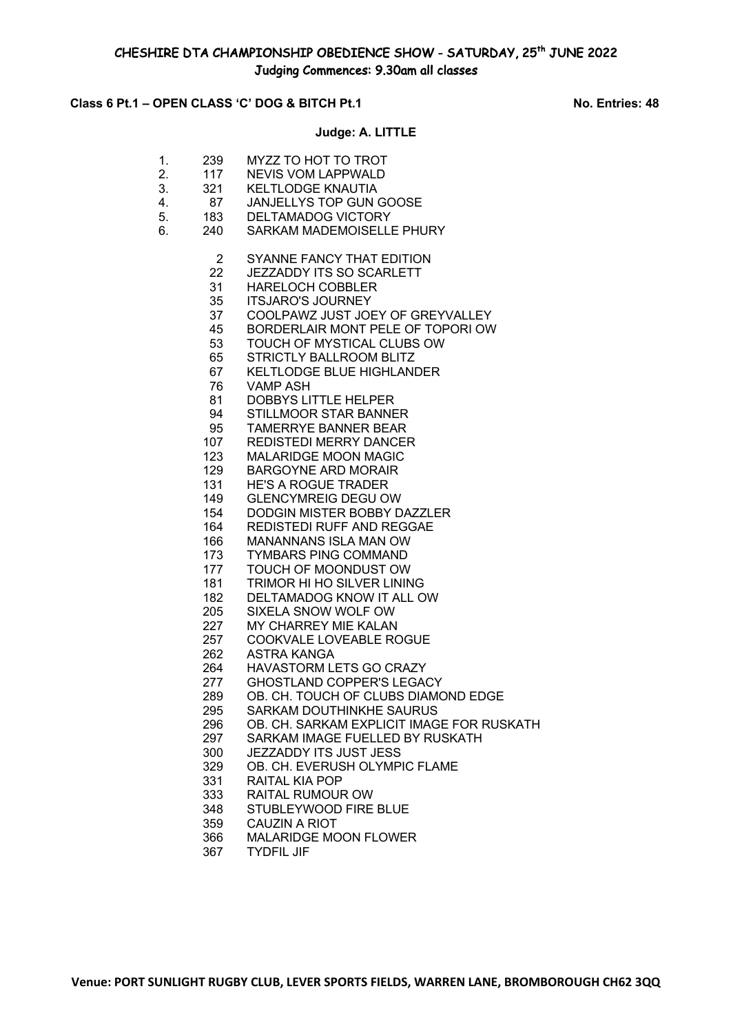# CHESHIRE DTA CHAMPIONSHIP OBEDIENCE SHOW - SATURDAY, 25th JUNE 2022

**Judging Commences: 9.30am all classes**

**Class 6 Pt.1 – OPEN CLASS 'C' DOG & BITCH Pt.1** **No. Entries: 48**

**Judge: A. LITTLE**

| Place | No. | Name |
|---|---|---|
| 1. | 239 | MYZZ TO HOT TO TROT |
| 2. | 117 | NEVIS VOM LAPPWALD |
| 3. | 321 | KELTLODGE KNAUTIA |
| 4. | 87 | JANJELLYS TOP GUN GOOSE |
| 5. | 183 | DELTAMADOG VICTORY |
| 6. | 240 | SARKAM MADEMOISELLE PHURY |

| No. | Name |
|---|---|
| 2 | SYANNE FANCY THAT EDITION |
| 22 | JEZZADDY ITS SO SCARLETT |
| 31 | HARELOCH COBBLER |
| 35 | ITSJARO'S JOURNEY |
| 37 | COOLPAWZ JUST JOEY OF GREYVALLEY |
| 45 | BORDERLAIR MONT PELE OF TOPORI OW |
| 53 | TOUCH OF MYSTICAL CLUBS OW |
| 65 | STRICTLY BALLROOM BLITZ |
| 67 | KELTLODGE BLUE HIGHLANDER |
| 76 | VAMP ASH |
| 81 | DOBBYS LITTLE HELPER |
| 94 | STILLMOOR STAR BANNER |
| 95 | TAMERRYE BANNER BEAR |
| 107 | REDISTEDI MERRY DANCER |
| 123 | MALARIDGE MOON MAGIC |
| 129 | BARGOYNE ARD MORAIR |
| 131 | HE'S A ROGUE TRADER |
| 149 | GLENCYMREIG DEGU OW |
| 154 | DODGIN MISTER BOBBY DAZZLER |
| 164 | REDISTEDI RUFF AND REGGAE |
| 166 | MANANNANS ISLA MAN OW |
| 173 | TYMBARS PING COMMAND |
| 177 | TOUCH OF MOONDUST OW |
| 181 | TRIMOR HI HO SILVER LINING |
| 182 | DELTAMADOG KNOW IT ALL OW |
| 205 | SIXELA SNOW WOLF OW |
| 227 | MY CHARREY MIE KALAN |
| 257 | COOKVALE LOVEABLE ROGUE |
| 262 | ASTRA KANGA |
| 264 | HAVASTORM LETS GO CRAZY |
| 277 | GHOSTLAND COPPER'S LEGACY |
| 289 | OB. CH. TOUCH OF CLUBS DIAMOND EDGE |
| 295 | SARKAM DOUTHINKHE SAURUS |
| 296 | OB. CH. SARKAM EXPLICIT IMAGE FOR RUSKATH |
| 297 | SARKAM IMAGE FUELLED BY RUSKATH |
| 300 | JEZZADDY ITS JUST JESS |
| 329 | OB. CH. EVERUSH OLYMPIC FLAME |
| 331 | RAITAL KIA POP |
| 333 | RAITAL RUMOUR OW |
| 348 | STUBLEYWOOD FIRE BLUE |
| 359 | CAUZIN A RIOT |
| 366 | MALARIDGE MOON FLOWER |
| 367 | TYDFIL JIF |

**Venue: PORT SUNLIGHT RUGBY CLUB, LEVER SPORTS FIELDS, WARREN LANE, BROMBOROUGH CH62 3QQ**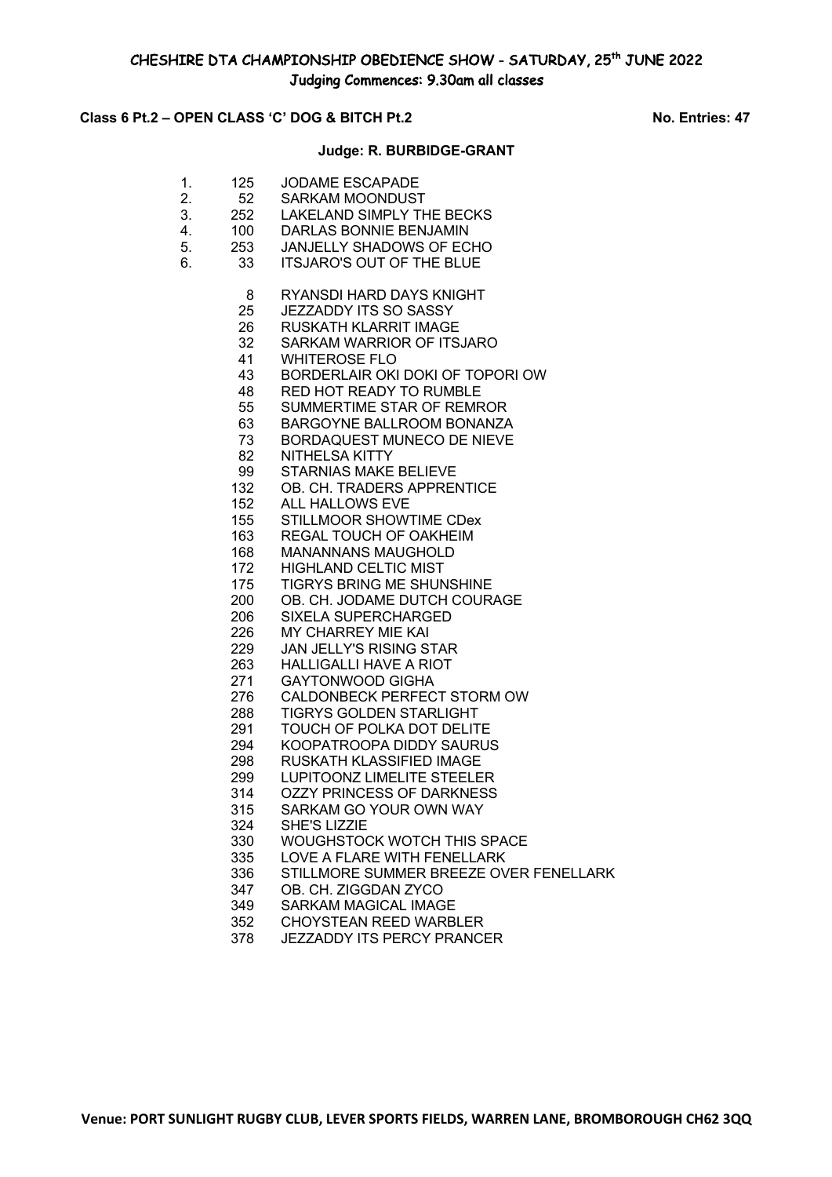# CHESHIRE DTA CHAMPIONSHIP OBEDIENCE SHOW - SATURDAY, 25th JUNE 2022

## Judging Commences: 9.30am all classes

**Class 6 Pt.2 – OPEN CLASS 'C' DOG & BITCH Pt.2** **No. Entries: 47**

**Judge: R. BURBIDGE-GRANT**

| Place | No. | Name |
|---|---|---|
| 1. | 125 | JODAME ESCAPADE |
| 2. | 52 | SARKAM MOONDUST |
| 3. | 252 | LAKELAND SIMPLY THE BECKS |
| 4. | 100 | DARLAS BONNIE BENJAMIN |
| 5. | 253 | JANJELLY SHADOWS OF ECHO |
| 6. | 33 | ITSJARO'S OUT OF THE BLUE |

| No. | Name |
|---|---|
| 8 | RYANSDI HARD DAYS KNIGHT |
| 25 | JEZZADDY ITS SO SASSY |
| 26 | RUSKATH KLARRIT IMAGE |
| 32 | SARKAM WARRIOR OF ITSJARO |
| 41 | WHITEROSE FLO |
| 43 | BORDERLAIR OKI DOKI OF TOPORI OW |
| 48 | RED HOT READY TO RUMBLE |
| 55 | SUMMERTIME STAR OF REMROR |
| 63 | BARGOYNE BALLROOM BONANZA |
| 73 | BORDAQUEST MUNECO DE NIEVE |
| 82 | NITHELSA KITTY |
| 99 | STARNIAS MAKE BELIEVE |
| 132 | OB. CH. TRADERS APPRENTICE |
| 152 | ALL HALLOWS EVE |
| 155 | STILLMOOR SHOWTIME CDex |
| 163 | REGAL TOUCH OF OAKHEIM |
| 168 | MANANNANS MAUGHOLD |
| 172 | HIGHLAND CELTIC MIST |
| 175 | TIGRYS BRING ME SHUNSHINE |
| 200 | OB. CH. JODAME DUTCH COURAGE |
| 206 | SIXELA SUPERCHARGED |
| 226 | MY CHARREY MIE KAI |
| 229 | JAN JELLY'S RISING STAR |
| 263 | HALLIGALLI HAVE A RIOT |
| 271 | GAYTONWOOD GIGHA |
| 276 | CALDONBECK PERFECT STORM OW |
| 288 | TIGRYS GOLDEN STARLIGHT |
| 291 | TOUCH OF POLKA DOT DELITE |
| 294 | KOOPATROOPA DIDDY SAURUS |
| 298 | RUSKATH KLASSIFIED IMAGE |
| 299 | LUPITOONZ LIMELITE STEELER |
| 314 | OZZY PRINCESS OF DARKNESS |
| 315 | SARKAM GO YOUR OWN WAY |
| 324 | SHE'S LIZZIE |
| 330 | WOUGHSTOCK WOTCH THIS SPACE |
| 335 | LOVE A FLARE WITH FENELLARK |
| 336 | STILLMORE SUMMER BREEZE OVER FENELLARK |
| 347 | OB. CH. ZIGGDAN ZYCO |
| 349 | SARKAM MAGICAL IMAGE |
| 352 | CHOYSTEAN REED WARBLER |
| 378 | JEZZADDY ITS PERCY PRANCER |

**Venue: PORT SUNLIGHT RUGBY CLUB, LEVER SPORTS FIELDS, WARREN LANE, BROMBOROUGH CH62 3QQ**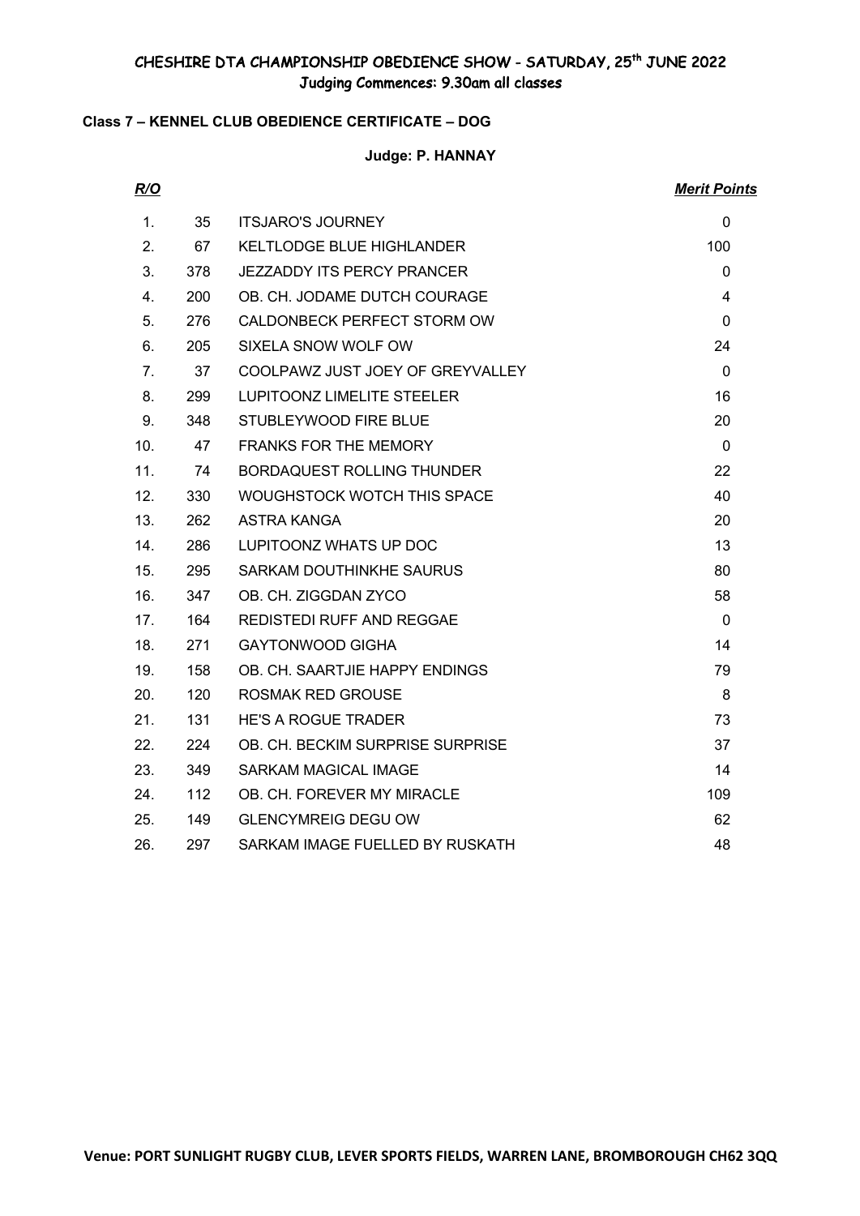# CHESHIRE DTA CHAMPIONSHIP OBEDIENCE SHOW - SATURDAY, 25th JUNE 2022
## Judging Commences: 9.30am all classes

### Class 7 – KENNEL CLUB OBEDIENCE CERTIFICATE – DOG

**Judge: P. HANNAY**

| *R/O* | | | *Merit Points* |
|---|---|---|---|
| 1. | 35 | ITSJARO'S JOURNEY | 0 |
| 2. | 67 | KELTLODGE BLUE HIGHLANDER | 100 |
| 3. | 378 | JEZZADDY ITS PERCY PRANCER | 0 |
| 4. | 200 | OB. CH. JODAME DUTCH COURAGE | 4 |
| 5. | 276 | CALDONBECK PERFECT STORM OW | 0 |
| 6. | 205 | SIXELA SNOW WOLF OW | 24 |
| 7. | 37 | COOLPAWZ JUST JOEY OF GREYVALLEY | 0 |
| 8. | 299 | LUPITOONZ LIMELITE STEELER | 16 |
| 9. | 348 | STUBLEYWOOD FIRE BLUE | 20 |
| 10. | 47 | FRANKS FOR THE MEMORY | 0 |
| 11. | 74 | BORDAQUEST ROLLING THUNDER | 22 |
| 12. | 330 | WOUGHSTOCK WOTCH THIS SPACE | 40 |
| 13. | 262 | ASTRA KANGA | 20 |
| 14. | 286 | LUPITOONZ WHATS UP DOC | 13 |
| 15. | 295 | SARKAM DOUTHINKHE SAURUS | 80 |
| 16. | 347 | OB. CH. ZIGGDAN ZYCO | 58 |
| 17. | 164 | REDISTEDI RUFF AND REGGAE | 0 |
| 18. | 271 | GAYTONWOOD GIGHA | 14 |
| 19. | 158 | OB. CH. SAARTJIE HAPPY ENDINGS | 79 |
| 20. | 120 | ROSMAK RED GROUSE | 8 |
| 21. | 131 | HE'S A ROGUE TRADER | 73 |
| 22. | 224 | OB. CH. BECKIM SURPRISE SURPRISE | 37 |
| 23. | 349 | SARKAM MAGICAL IMAGE | 14 |
| 24. | 112 | OB. CH. FOREVER MY MIRACLE | 109 |
| 25. | 149 | GLENCYMREIG DEGU OW | 62 |
| 26. | 297 | SARKAM IMAGE FUELLED BY RUSKATH | 48 |

**Venue: PORT SUNLIGHT RUGBY CLUB, LEVER SPORTS FIELDS, WARREN LANE, BROMBOROUGH CH62 3QQ**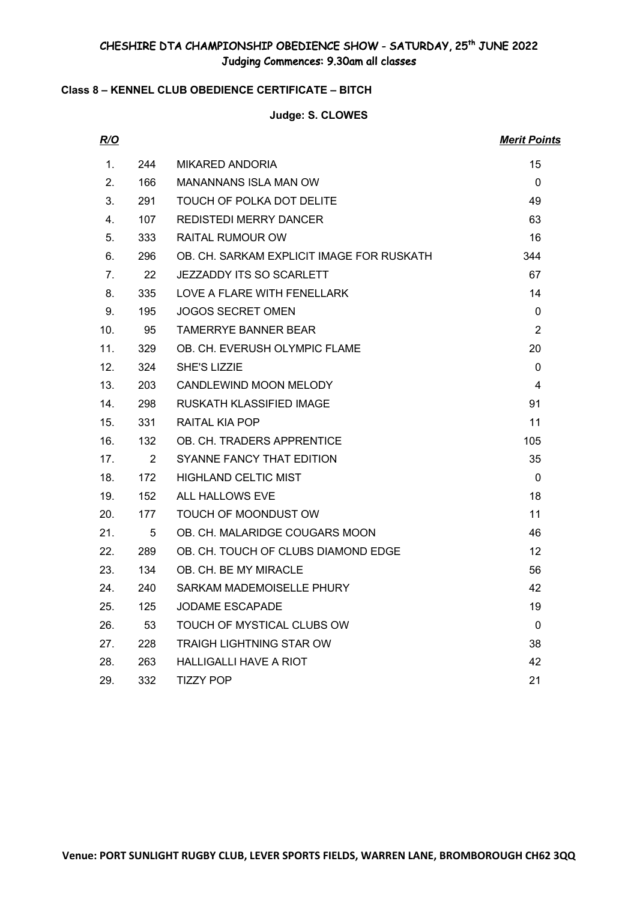# CHESHIRE DTA CHAMPIONSHIP OBEDIENCE SHOW - SATURDAY, 25th JUNE 2022

**Judging Commences: 9.30am all classes**

### Class 8 – KENNEL CLUB OBEDIENCE CERTIFICATE – BITCH

**Judge: S. CLOWES**

| ***R/O*** | | | ***Merit Points*** |
|---|---|---|---|
| 1. | 244 | MIKARED ANDORIA | 15 |
| 2. | 166 | MANANNANS ISLA MAN OW | 0 |
| 3. | 291 | TOUCH OF POLKA DOT DELITE | 49 |
| 4. | 107 | REDISTEDI MERRY DANCER | 63 |
| 5. | 333 | RAITAL RUMOUR OW | 16 |
| 6. | 296 | OB. CH. SARKAM EXPLICIT IMAGE FOR RUSKATH | 344 |
| 7. | 22 | JEZZADDY ITS SO SCARLETT | 67 |
| 8. | 335 | LOVE A FLARE WITH FENELLARK | 14 |
| 9. | 195 | JOGOS SECRET OMEN | 0 |
| 10. | 95 | TAMERRYE BANNER BEAR | 2 |
| 11. | 329 | OB. CH. EVERUSH OLYMPIC FLAME | 20 |
| 12. | 324 | SHE'S LIZZIE | 0 |
| 13. | 203 | CANDLEWIND MOON MELODY | 4 |
| 14. | 298 | RUSKATH KLASSIFIED IMAGE | 91 |
| 15. | 331 | RAITAL KIA POP | 11 |
| 16. | 132 | OB. CH. TRADERS APPRENTICE | 105 |
| 17. | 2 | SYANNE FANCY THAT EDITION | 35 |
| 18. | 172 | HIGHLAND CELTIC MIST | 0 |
| 19. | 152 | ALL HALLOWS EVE | 18 |
| 20. | 177 | TOUCH OF MOONDUST OW | 11 |
| 21. | 5 | OB. CH. MALARIDGE COUGARS MOON | 46 |
| 22. | 289 | OB. CH. TOUCH OF CLUBS DIAMOND EDGE | 12 |
| 23. | 134 | OB. CH. BE MY MIRACLE | 56 |
| 24. | 240 | SARKAM MADEMOISELLE PHURY | 42 |
| 25. | 125 | JODAME ESCAPADE | 19 |
| 26. | 53 | TOUCH OF MYSTICAL CLUBS OW | 0 |
| 27. | 228 | TRAIGH LIGHTNING STAR OW | 38 |
| 28. | 263 | HALLIGALLI HAVE A RIOT | 42 |
| 29. | 332 | TIZZY POP | 21 |

**Venue: PORT SUNLIGHT RUGBY CLUB, LEVER SPORTS FIELDS, WARREN LANE, BROMBOROUGH CH62 3QQ**